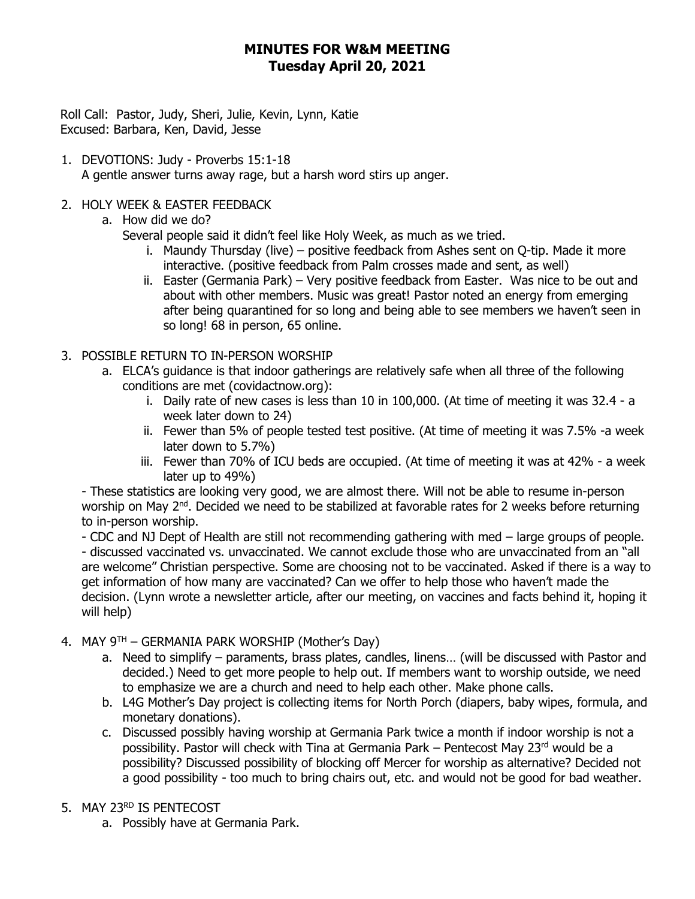# MINUTES FOR W&M MEETING
## Tuesday April 20, 2021

Roll Call: Pastor, Judy, Sheri, Julie, Kevin, Lynn, Katie
Excused: Barbara, Ken, David, Jesse

1. DEVOTIONS: Judy - Proverbs 15:1-18
   A gentle answer turns away rage, but a harsh word stirs up anger.

2. HOLY WEEK & EASTER FEEDBACK
   a. How did we do?
      Several people said it didn't feel like Holy Week, as much as we tried.
      i. Maundy Thursday (live) – positive feedback from Ashes sent on Q-tip. Made it more interactive. (positive feedback from Palm crosses made and sent, as well)
      ii. Easter (Germania Park) – Very positive feedback from Easter. Was nice to be out and about with other members. Music was great! Pastor noted an energy from emerging after being quarantined for so long and being able to see members we haven't seen in so long! 68 in person, 65 online.

3. POSSIBLE RETURN TO IN-PERSON WORSHIP
   a. ELCA's guidance is that indoor gatherings are relatively safe when all three of the following conditions are met (covidactnow.org):
      i. Daily rate of new cases is less than 10 in 100,000. (At time of meeting it was 32.4 - a week later down to 24)
      ii. Fewer than 5% of people tested test positive. (At time of meeting it was 7.5% -a week later down to 5.7%)
      iii. Fewer than 70% of ICU beds are occupied. (At time of meeting it was at 42% - a week later up to 49%)

   - These statistics are looking very good, we are almost there. Will not be able to resume in-person worship on May 2nd. Decided we need to be stabilized at favorable rates for 2 weeks before returning to in-person worship.
   - CDC and NJ Dept of Health are still not recommending gathering with med – large groups of people.
   - discussed vaccinated vs. unvaccinated. We cannot exclude those who are unvaccinated from an "all are welcome" Christian perspective. Some are choosing not to be vaccinated. Asked if there is a way to get information of how many are vaccinated? Can we offer to help those who haven't made the decision. (Lynn wrote a newsletter article, after our meeting, on vaccines and facts behind it, hoping it will help)

4. MAY 9TH – GERMANIA PARK WORSHIP (Mother's Day)
   a. Need to simplify – paraments, brass plates, candles, linens… (will be discussed with Pastor and decided.) Need to get more people to help out. If members want to worship outside, we need to emphasize we are a church and need to help each other. Make phone calls.
   b. L4G Mother's Day project is collecting items for North Porch (diapers, baby wipes, formula, and monetary donations).
   c. Discussed possibly having worship at Germania Park twice a month if indoor worship is not a possibility. Pastor will check with Tina at Germania Park – Pentecost May 23rd would be a possibility? Discussed possibility of blocking off Mercer for worship as alternative? Decided not a good possibility - too much to bring chairs out, etc. and would not be good for bad weather.

5. MAY 23RD IS PENTECOST
   a. Possibly have at Germania Park.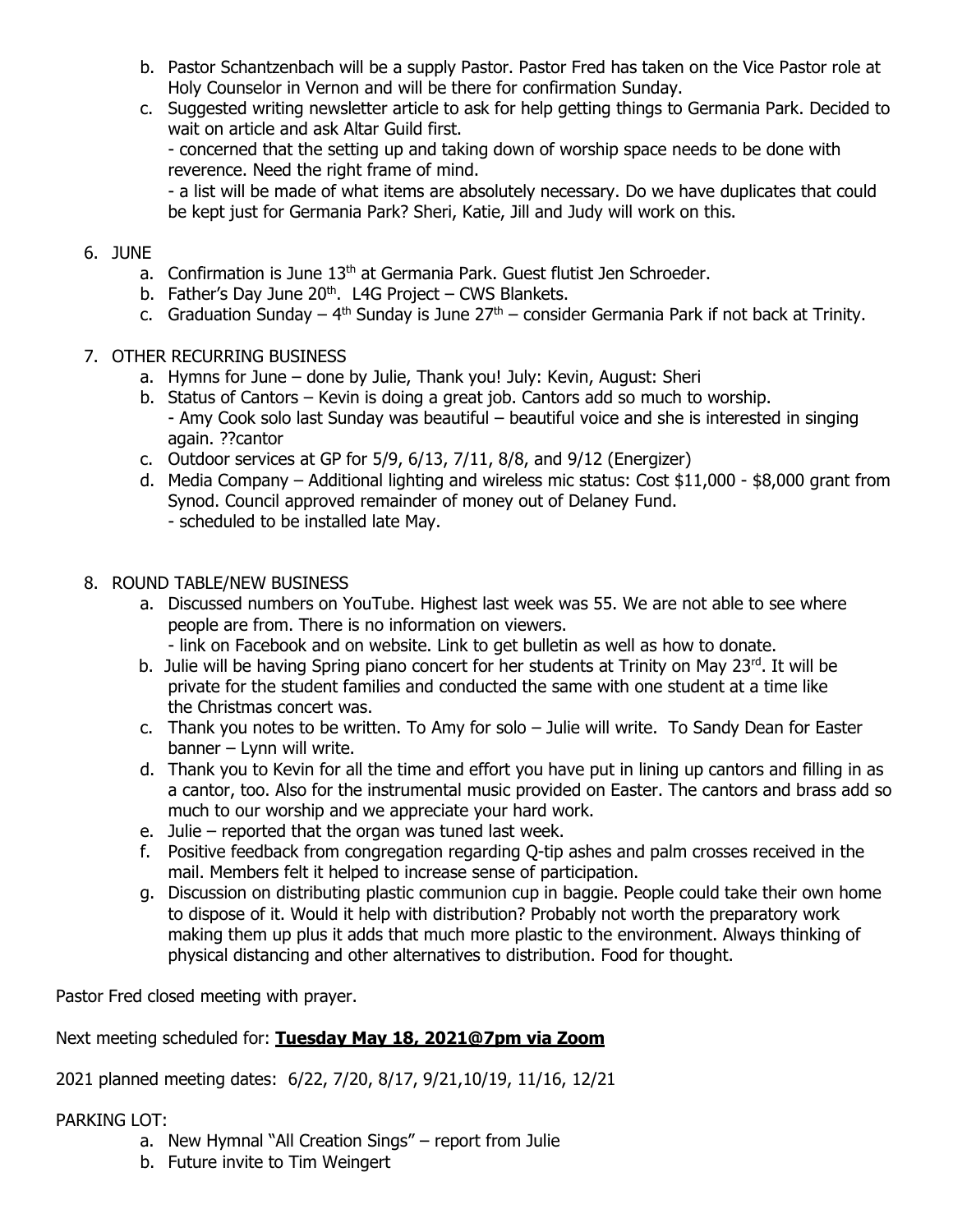b. Pastor Schantzenbach will be a supply Pastor. Pastor Fred has taken on the Vice Pastor role at Holy Counselor in Vernon and will be there for confirmation Sunday.

c. Suggested writing newsletter article to ask for help getting things to Germania Park. Decided to wait on article and ask Altar Guild first.
   - concerned that the setting up and taking down of worship space needs to be done with reverence. Need the right frame of mind.
   - a list will be made of what items are absolutely necessary. Do we have duplicates that could be kept just for Germania Park? Sheri, Katie, Jill and Judy will work on this.

6. JUNE
   a. Confirmation is June 13th at Germania Park. Guest flutist Jen Schroeder.
   b. Father's Day June 20th. L4G Project – CWS Blankets.
   c. Graduation Sunday – 4th Sunday is June 27th – consider Germania Park if not back at Trinity.

7. OTHER RECURRING BUSINESS
   a. Hymns for June – done by Julie, Thank you! July: Kevin, August: Sheri
   b. Status of Cantors – Kevin is doing a great job. Cantors add so much to worship.
      - Amy Cook solo last Sunday was beautiful – beautiful voice and she is interested in singing again. ??cantor
   c. Outdoor services at GP for 5/9, 6/13, 7/11, 8/8, and 9/12 (Energizer)
   d. Media Company – Additional lighting and wireless mic status: Cost $11,000 - $8,000 grant from Synod. Council approved remainder of money out of Delaney Fund.
      - scheduled to be installed late May.

8. ROUND TABLE/NEW BUSINESS
   a. Discussed numbers on YouTube. Highest last week was 55. We are not able to see where people are from. There is no information on viewers.
      - link on Facebook and on website. Link to get bulletin as well as how to donate.
   b. Julie will be having Spring piano concert for her students at Trinity on May 23rd. It will be private for the student families and conducted the same with one student at a time like the Christmas concert was.
   c. Thank you notes to be written. To Amy for solo – Julie will write. To Sandy Dean for Easter banner – Lynn will write.
   d. Thank you to Kevin for all the time and effort you have put in lining up cantors and filling in as a cantor, too. Also for the instrumental music provided on Easter. The cantors and brass add so much to our worship and we appreciate your hard work.
   e. Julie – reported that the organ was tuned last week.
   f. Positive feedback from congregation regarding Q-tip ashes and palm crosses received in the mail. Members felt it helped to increase sense of participation.
   g. Discussion on distributing plastic communion cup in baggie. People could take their own home to dispose of it. Would it help with distribution? Probably not worth the preparatory work making them up plus it adds that much more plastic to the environment. Always thinking of physical distancing and other alternatives to distribution. Food for thought.

Pastor Fred closed meeting with prayer.

Next meeting scheduled for: **Tuesday May 18, 2021@7pm via Zoom**

2021 planned meeting dates: 6/22, 7/20, 8/17, 9/21,10/19, 11/16, 12/21

PARKING LOT:

a. New Hymnal "All Creation Sings" – report from Julie
b. Future invite to Tim Weingert